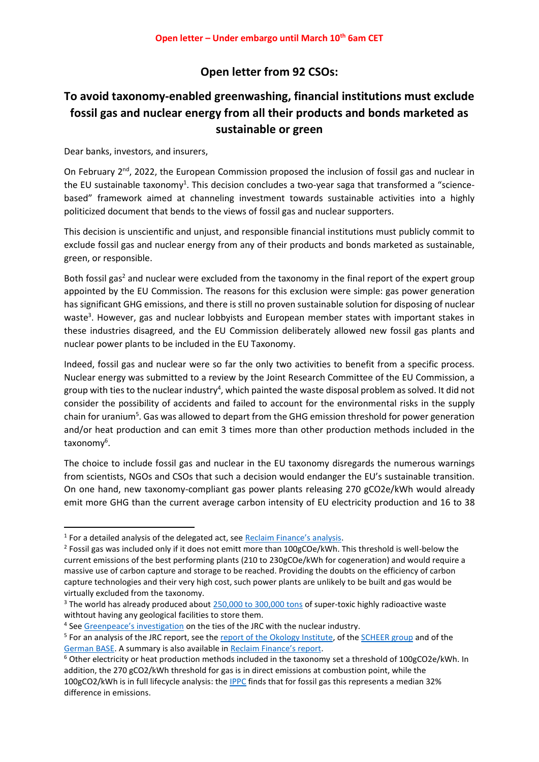**Open letter – Under embargo until March 10th 6am CET**

# Open letter from 92 CSOs:

## To avoid taxonomy-enabled greenwashing, financial institutions must exclude fossil gas and nuclear energy from all their products and bonds marketed as sustainable or green

Dear banks, investors, and insurers,

On February 2nd, 2022, the European Commission proposed the inclusion of fossil gas and nuclear in the EU sustainable taxonomy[1]. This decision concludes a two-year saga that transformed a "science-based" framework aimed at channeling investment towards sustainable activities into a highly politicized document that bends to the views of fossil gas and nuclear supporters.

This decision is unscientific and unjust, and responsible financial institutions must publicly commit to exclude fossil gas and nuclear energy from any of their products and bonds marketed as sustainable, green, or responsible.

Both fossil gas[2] and nuclear were excluded from the taxonomy in the final report of the expert group appointed by the EU Commission. The reasons for this exclusion were simple: gas power generation has significant GHG emissions, and there is still no proven sustainable solution for disposing of nuclear waste[3]. However, gas and nuclear lobbyists and European member states with important stakes in these industries disagreed, and the EU Commission deliberately allowed new fossil gas plants and nuclear power plants to be included in the EU Taxonomy.

Indeed, fossil gas and nuclear were so far the only two activities to benefit from a specific process. Nuclear energy was submitted to a review by the Joint Research Committee of the EU Commission, a group with ties to the nuclear industry[4], which painted the waste disposal problem as solved. It did not consider the possibility of accidents and failed to account for the environmental risks in the supply chain for uranium[5]. Gas was allowed to depart from the GHG emission threshold for power generation and/or heat production and can emit 3 times more than other production methods included in the taxonomy[6].

The choice to include fossil gas and nuclear in the EU taxonomy disregards the numerous warnings from scientists, NGOs and CSOs that such a decision would endanger the EU's sustainable transition. On one hand, new taxonomy-compliant gas power plants releasing 270 gCO2e/kWh would already emit more GHG than the current average carbon intensity of EU electricity production and 16 to 38

---

[1] For a detailed analysis of the delegated act, see Reclaim Finance's analysis.

[2] Fossil gas was included only if it does not emitt more than 100gCOe/kWh. This threshold is well-below the current emissions of the best performing plants (210 to 230gCOe/kWh for cogeneration) and would require a massive use of carbon capture and storage to be reached. Providing the doubts on the efficiency of carbon capture technologies and their very high cost, such power plants are unlikely to be built and gas would be virtually excluded from the taxonomy.

[3] The world has already produced about 250,000 to 300,000 tons of super-toxic highly radioactive waste withtout having any geological facilities to store them.

[4] See Greenpeace's investigation on the ties of the JRC with the nuclear industry.

[5] For an analysis of the JRC report, see the report of the Okology Institute, of the SCHEER group and of the German BASE. A summary is also available in Reclaim Finance's report.

[6] Other electricity or heat production methods included in the taxonomy set a threshold of 100gCO2e/kWh. In addition, the 270 gCO2/kWh threshold for gas is in direct emissions at combustion point, while the 100gCO2/kWh is in full lifecycle analysis: the IPPC finds that for fossil gas this represents a median 32% difference in emissions.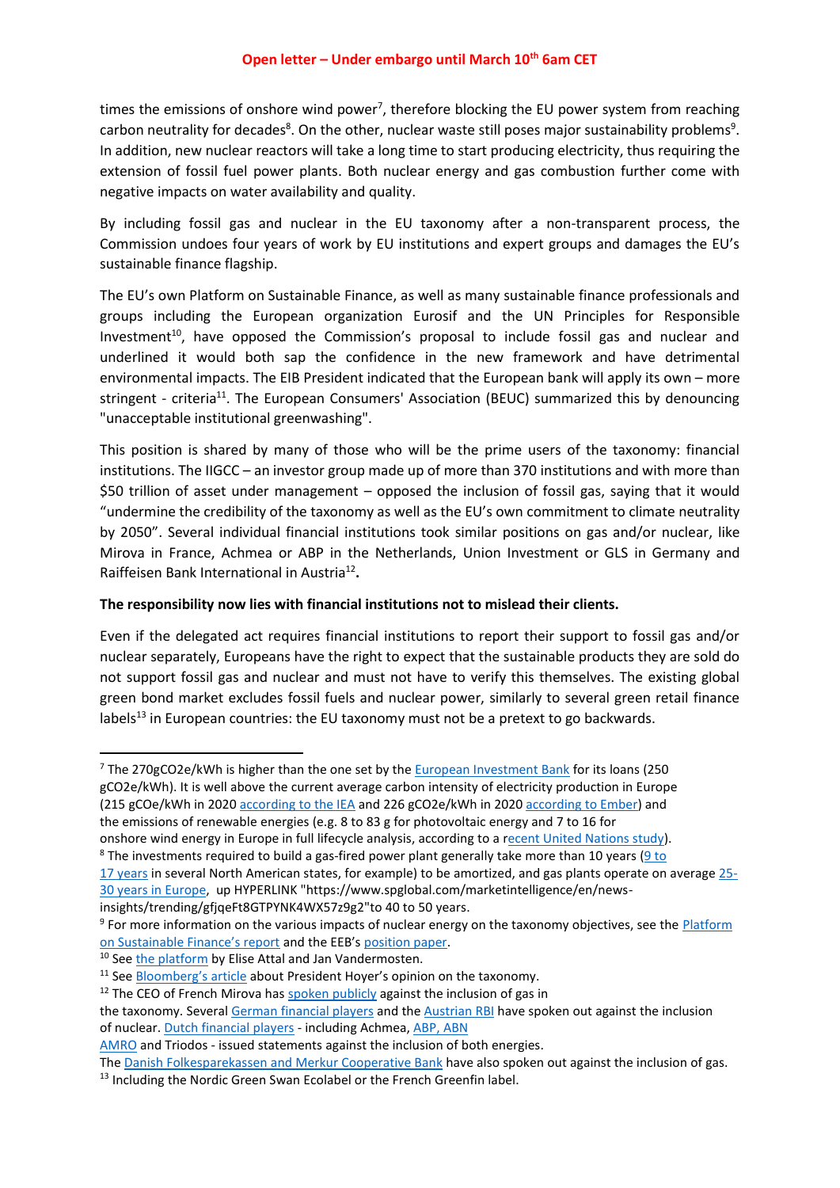times the emissions of onshore wind power[7], therefore blocking the EU power system from reaching carbon neutrality for decades[8]. On the other, nuclear waste still poses major sustainability problems[9]. In addition, new nuclear reactors will take a long time to start producing electricity, thus requiring the extension of fossil fuel power plants. Both nuclear energy and gas combustion further come with negative impacts on water availability and quality.

By including fossil gas and nuclear in the EU taxonomy after a non-transparent process, the Commission undoes four years of work by EU institutions and expert groups and damages the EU's sustainable finance flagship.

The EU's own Platform on Sustainable Finance, as well as many sustainable finance professionals and groups including the European organization Eurosif and the UN Principles for Responsible Investment[10], have opposed the Commission's proposal to include fossil gas and nuclear and underlined it would both sap the confidence in the new framework and have detrimental environmental impacts. The EIB President indicated that the European bank will apply its own – more stringent - criteria[11]. The European Consumers' Association (BEUC) summarized this by denouncing "unacceptable institutional greenwashing".

This position is shared by many of those who will be the prime users of the taxonomy: financial institutions. The IIGCC – an investor group made up of more than 370 institutions and with more than $50 trillion of asset under management – opposed the inclusion of fossil gas, saying that it would "undermine the credibility of the taxonomy as well as the EU's own commitment to climate neutrality by 2050". Several individual financial institutions took similar positions on gas and/or nuclear, like Mirova in France, Achmea or ABP in the Netherlands, Union Investment or GLS in Germany and Raiffeisen Bank International in Austria[12]**.**

**The responsibility now lies with financial institutions not to mislead their clients.**

Even if the delegated act requires financial institutions to report their support to fossil gas and/or nuclear separately, Europeans have the right to expect that the sustainable products they are sold do not support fossil gas and nuclear and must not have to verify this themselves. The existing global green bond market excludes fossil fuels and nuclear power, similarly to several green retail finance labels[13] in European countries: the EU taxonomy must not be a pretext to go backwards.

---

[7] The 270gCO2e/kWh is higher than the one set by the European Investment Bank for its loans (250 gCO2e/kWh). It is well above the current average carbon intensity of electricity production in Europe (215 gCOe/kWh in 2020 according to the IEA and 226 gCO2e/kWh in 2020 according to Ember) and the emissions of renewable energies (e.g. 8 to 83 g for photovoltaic energy and 7 to 16 for onshore wind energy in Europe in full lifecycle analysis, according to a recent United Nations study).

[8] The investments required to build a gas-fired power plant generally take more than 10 years (9 to 17 years in several North American states, for example) to be amortized, and gas plants operate on average 25-30 years in Europe, up HYPERLINK "https://www.spglobal.com/marketintelligence/en/news-insights/trending/gfjqeFt8GTPYNK4WX57z9g2"to 40 to 50 years.

[9] For more information on the various impacts of nuclear energy on the taxonomy objectives, see the Platform on Sustainable Finance's report and the EEB's position paper.

[10] See the platform by Elise Attal and Jan Vandermosten.

[11] See Bloomberg's article about President Hoyer's opinion on the taxonomy.

[12] The CEO of French Mirova has spoken publicly against the inclusion of gas in the taxonomy. Several German financial players and the Austrian RBI have spoken out against the inclusion of nuclear. Dutch financial players - including Achmea, ABP, ABN AMRO and Triodos - issued statements against the inclusion of both energies. The Danish Folkesparekassen and Merkur Cooperative Bank have also spoken out against the inclusion of gas.

[13] Including the Nordic Green Swan Ecolabel or the French Greenfin label.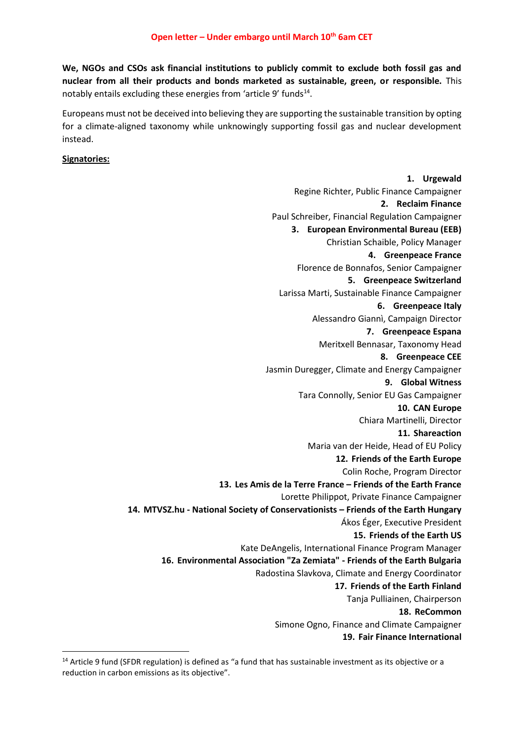**Open letter – Under embargo until March 10th 6am CET**

**We, NGOs and CSOs ask financial institutions to publicly commit to exclude both fossil gas and nuclear from all their products and bonds marketed as sustainable, green, or responsible.** This notably entails excluding these energies from 'article 9' funds[14].

Europeans must not be deceived into believing they are supporting the sustainable transition by opting for a climate-aligned taxonomy while unknowingly supporting fossil gas and nuclear development instead.

**Signatories:**

1. **Urgewald**
   Regine Richter, Public Finance Campaigner
2. **Reclaim Finance**
   Paul Schreiber, Financial Regulation Campaigner
3. **European Environmental Bureau (EEB)**
   Christian Schaible, Policy Manager
4. **Greenpeace France**
   Florence de Bonnafos, Senior Campaigner
5. **Greenpeace Switzerland**
   Larissa Marti, Sustainable Finance Campaigner
6. **Greenpeace Italy**
   Alessandro Giannì, Campaign Director
7. **Greenpeace Espana**
   Meritxell Bennasar, Taxonomy Head
8. **Greenpeace CEE**
   Jasmin Duregger, Climate and Energy Campaigner
9. **Global Witness**
   Tara Connolly, Senior EU Gas Campaigner
10. **CAN Europe**
    Chiara Martinelli, Director
11. **Shareaction**
    Maria van der Heide, Head of EU Policy
12. **Friends of the Earth Europe**
    Colin Roche, Program Director
13. **Les Amis de la Terre France – Friends of the Earth France**
    Lorette Philippot, Private Finance Campaigner
14. **MTVSZ.hu - National Society of Conservationists – Friends of the Earth Hungary**
    Ákos Éger, Executive President
15. **Friends of the Earth US**
    Kate DeAngelis, International Finance Program Manager
16. **Environmental Association "Za Zemiata" - Friends of the Earth Bulgaria**
    Radostina Slavkova, Climate and Energy Coordinator
17. **Friends of the Earth Finland**
    Tanja Pulliainen, Chairperson
18. **ReCommon**
    Simone Ogno, Finance and Climate Campaigner
19. **Fair Finance International**

[14] Article 9 fund (SFDR regulation) is defined as "a fund that has sustainable investment as its objective or a reduction in carbon emissions as its objective".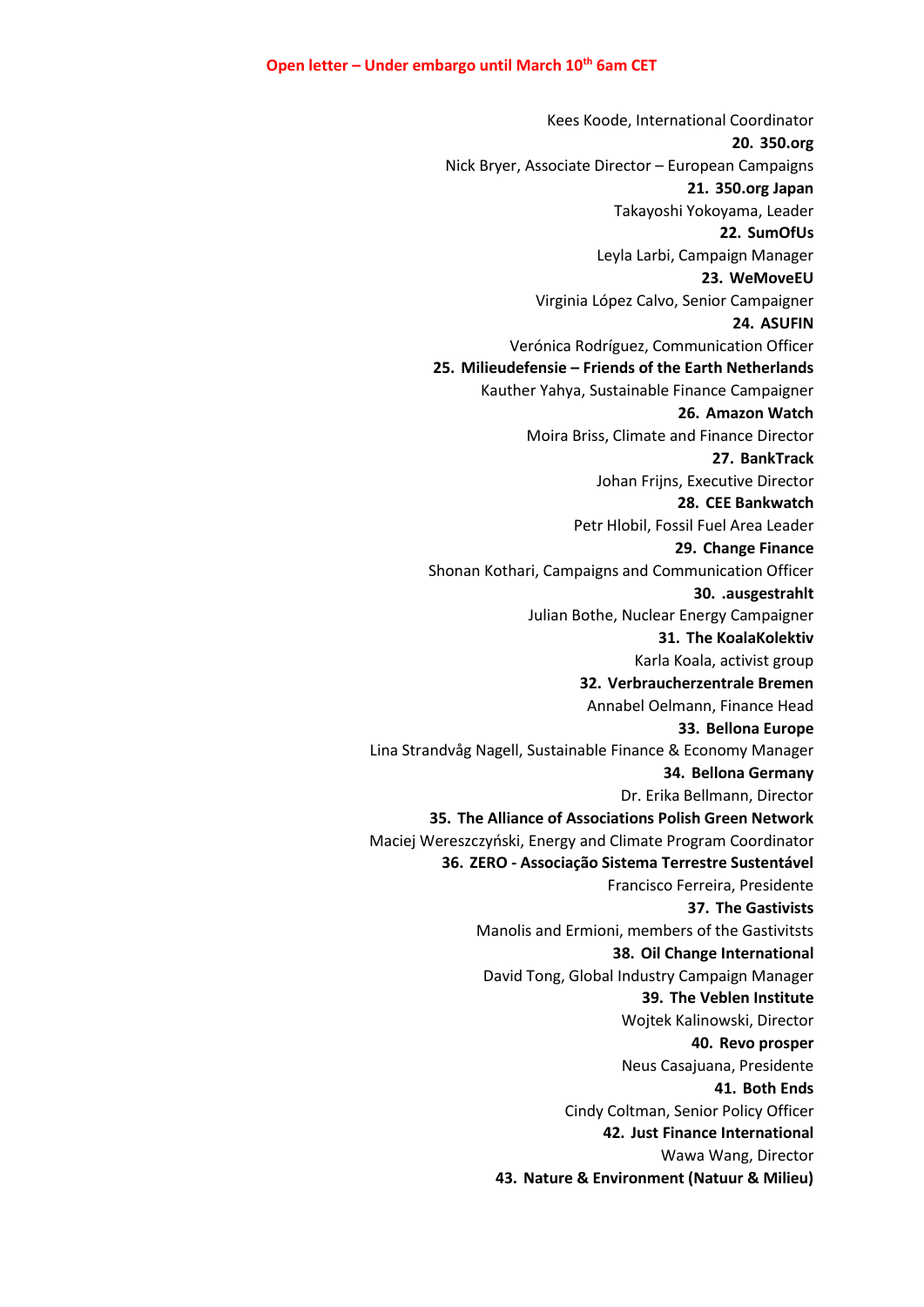**Open letter – Under embargo until March 10th 6am CET**

Kees Koode, International Coordinator

20. **350.org**

Nick Bryer, Associate Director – European Campaigns

21. **350.org Japan**

Takayoshi Yokoyama, Leader

22. **SumOfUs**

Leyla Larbi, Campaign Manager

23. **WeMoveEU**

Virginia López Calvo, Senior Campaigner

24. **ASUFIN**

Verónica Rodríguez, Communication Officer

25. **Milieudefensie – Friends of the Earth Netherlands**

Kauther Yahya, Sustainable Finance Campaigner

26. **Amazon Watch**

Moira Briss, Climate and Finance Director

27. **BankTrack**

Johan Frijns, Executive Director

28. **CEE Bankwatch**

Petr Hlobil, Fossil Fuel Area Leader

29. **Change Finance**

Shonan Kothari, Campaigns and Communication Officer

30. **.ausgestrahlt**

Julian Bothe, Nuclear Energy Campaigner

31. **The KoalaKolektiv**

Karla Koala, activist group

32. **Verbraucherzentrale Bremen**

Annabel Oelmann, Finance Head

33. **Bellona Europe**

Lina Strandvåg Nagell, Sustainable Finance & Economy Manager

34. **Bellona Germany**

Dr. Erika Bellmann, Director

35. **The Alliance of Associations Polish Green Network**

Maciej Wereszczyński, Energy and Climate Program Coordinator

36. **ZERO - Associação Sistema Terrestre Sustentável**

Francisco Ferreira, Presidente

37. **The Gastivists**

Manolis and Ermioni, members of the Gastivitsts

38. **Oil Change International**

David Tong, Global Industry Campaign Manager

39. **The Veblen Institute**

Wojtek Kalinowski, Director

40. **Revo prosper**

Neus Casajuana, Presidente

41. **Both Ends**

Cindy Coltman, Senior Policy Officer

42. **Just Finance International**

Wawa Wang, Director

43. **Nature & Environment (Natuur & Milieu)**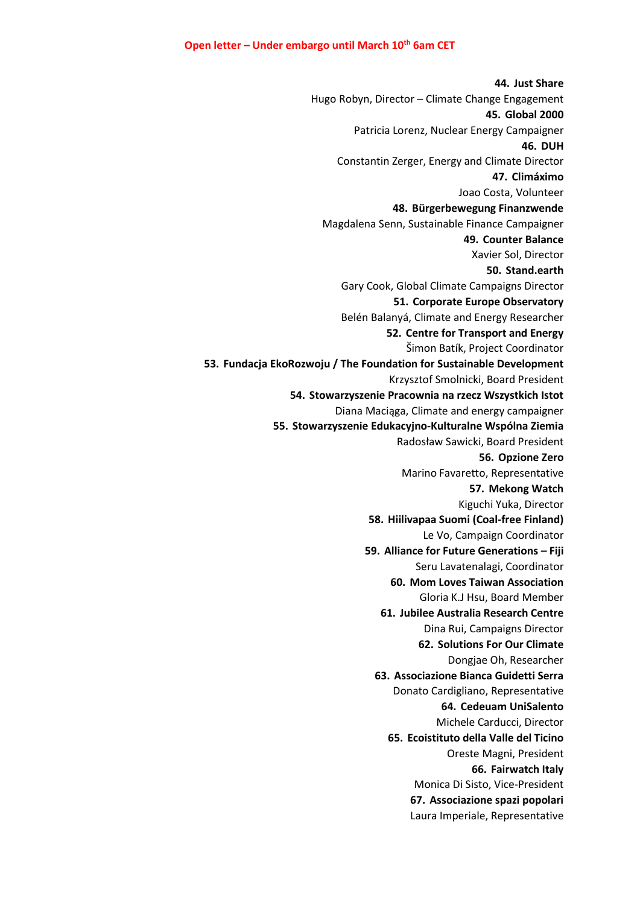**Open letter – Under embargo until March 10th 6am CET**

44. **Just Share**
Hugo Robyn, Director – Climate Change Engagement
45. **Global 2000**
Patricia Lorenz, Nuclear Energy Campaigner
46. **DUH**
Constantin Zerger, Energy and Climate Director
47. **Climáximo**
Joao Costa, Volunteer
48. **Bürgerbewegung Finanzwende**
Magdalena Senn, Sustainable Finance Campaigner
49. **Counter Balance**
Xavier Sol, Director
50. **Stand.earth**
Gary Cook, Global Climate Campaigns Director
51. **Corporate Europe Observatory**
Belén Balanyá, Climate and Energy Researcher
52. **Centre for Transport and Energy**
Šimon Batík, Project Coordinator
53. **Fundacja EkoRozwoju / The Foundation for Sustainable Development**
Krzysztof Smolnicki, Board President
54. **Stowarzyszenie Pracownia na rzecz Wszystkich Istot**
Diana Maciąga, Climate and energy campaigner
55. **Stowarzyszenie Edukacyjno-Kulturalne Wspólna Ziemia**
Radosław Sawicki, Board President
56. **Opzione Zero**
Marino Favaretto, Representative
57. **Mekong Watch**
Kiguchi Yuka, Director
58. **Hiilivapaa Suomi (Coal-free Finland)**
Le Vo, Campaign Coordinator
59. **Alliance for Future Generations – Fiji**
Seru Lavatenalagi, Coordinator
60. **Mom Loves Taiwan Association**
Gloria K.J Hsu, Board Member
61. **Jubilee Australia Research Centre**
Dina Rui, Campaigns Director
62. **Solutions For Our Climate**
Dongjae Oh, Researcher
63. **Associazione Bianca Guidetti Serra**
Donato Cardigliano, Representative
64. **Cedeuam UniSalento**
Michele Carducci, Director
65. **Ecoistituto della Valle del Ticino**
Oreste Magni, President
66. **Fairwatch Italy**
Monica Di Sisto, Vice-President
67. **Associazione spazi popolari**
Laura Imperiale, Representative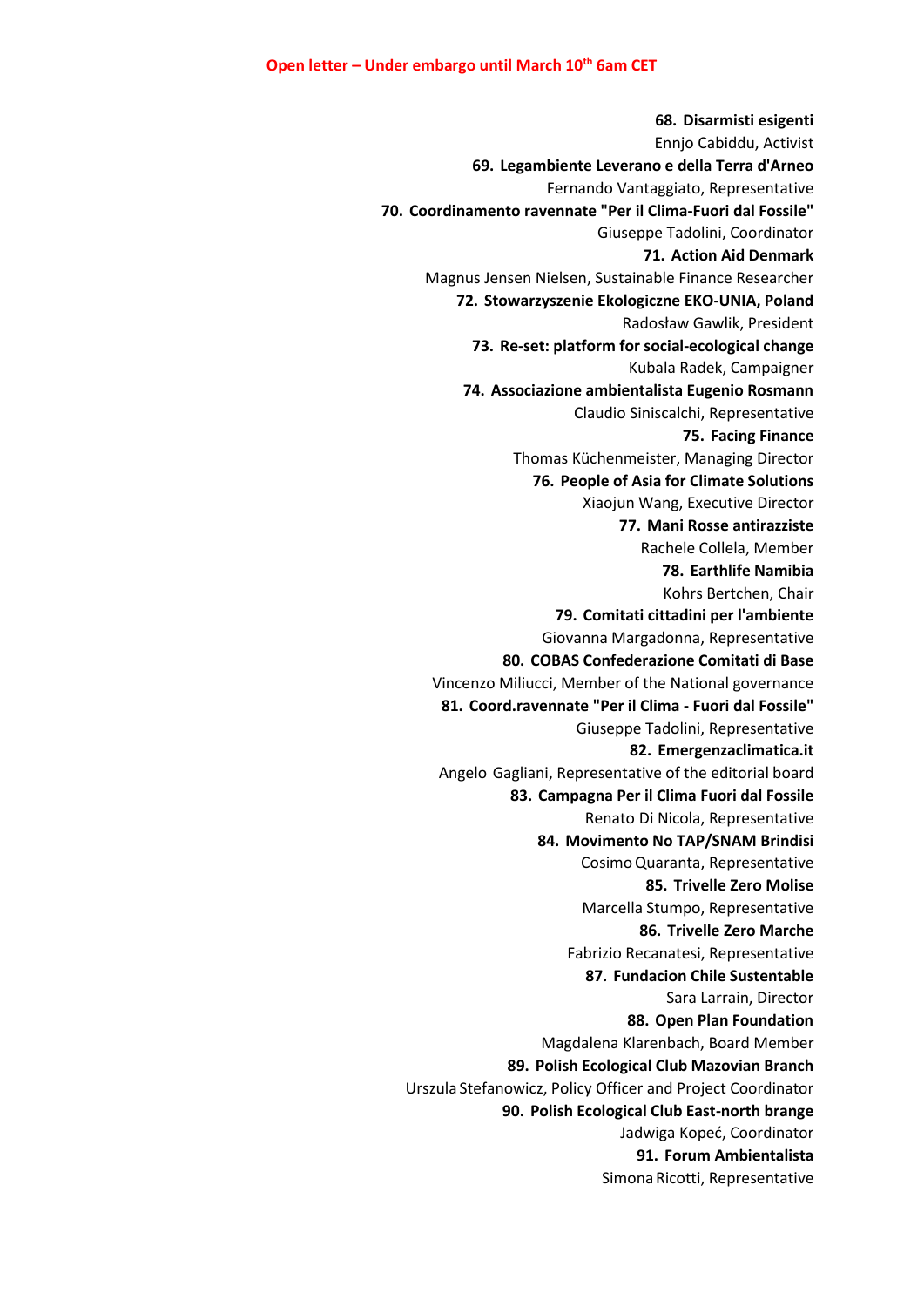**Open letter – Under embargo until March 10th 6am CET**

68. **Disarmisti esigenti**
Ennjo Cabiddu, Activist
69. **Legambiente Leverano e della Terra d'Arneo**
Fernando Vantaggiato, Representative
70. **Coordinamento ravennate "Per il Clima-Fuori dal Fossile"**
Giuseppe Tadolini, Coordinator
71. **Action Aid Denmark**
Magnus Jensen Nielsen, Sustainable Finance Researcher
72. **Stowarzyszenie Ekologiczne EKO-UNIA, Poland**
Radosław Gawlik, President
73. **Re-set: platform for social-ecological change**
Kubala Radek, Campaigner
74. **Associazione ambientalista Eugenio Rosmann**
Claudio Siniscalchi, Representative
75. **Facing Finance**
Thomas Küchenmeister, Managing Director
76. **People of Asia for Climate Solutions**
Xiaojun Wang, Executive Director
77. **Mani Rosse antirazziste**
Rachele Collela, Member
78. **Earthlife Namibia**
Kohrs Bertchen, Chair
79. **Comitati cittadini per l'ambiente**
Giovanna Margadonna, Representative
80. **COBAS Confederazione Comitati di Base**
Vincenzo Miliucci, Member of the National governance
81. **Coord.ravennate "Per il Clima - Fuori dal Fossile"**
Giuseppe Tadolini, Representative
82. **Emergenzaclimatica.it**
Angelo Gagliani, Representative of the editorial board
83. **Campagna Per il Clima Fuori dal Fossile**
Renato Di Nicola, Representative
84. **Movimento No TAP/SNAM Brindisi**
Cosimo Quaranta, Representative
85. **Trivelle Zero Molise**
Marcella Stumpo, Representative
86. **Trivelle Zero Marche**
Fabrizio Recanatesi, Representative
87. **Fundacion Chile Sustentable**
Sara Larrain, Director
88. **Open Plan Foundation**
Magdalena Klarenbach, Board Member
89. **Polish Ecological Club Mazovian Branch**
Urszula Stefanowicz, Policy Officer and Project Coordinator
90. **Polish Ecological Club East-north brange**
Jadwiga Kopeć, Coordinator
91. **Forum Ambientalista**
Simona Ricotti, Representative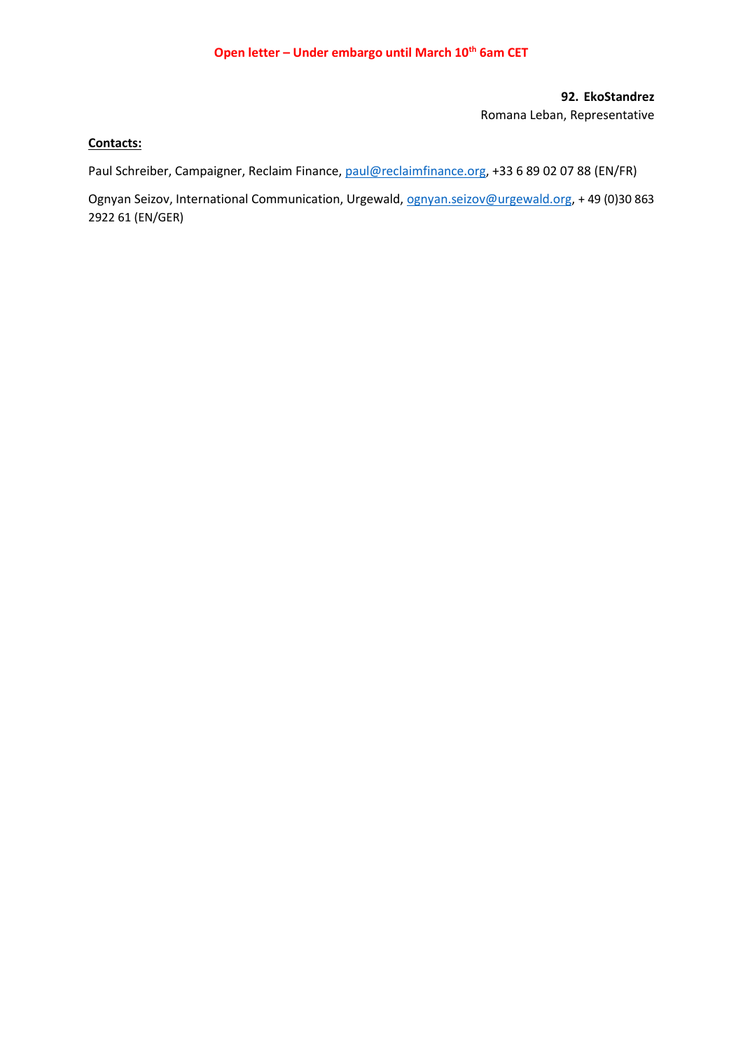**Open letter – Under embargo until March 10th 6am CET**

**92. EkoStandrez**
Romana Leban, Representative

**Contacts:**

Paul Schreiber, Campaigner, Reclaim Finance, paul@reclaimfinance.org, +33 6 89 02 07 88 (EN/FR)

Ognyan Seizov, International Communication, Urgewald, ognyan.seizov@urgewald.org, + 49 (0)30 863 2922 61 (EN/GER)